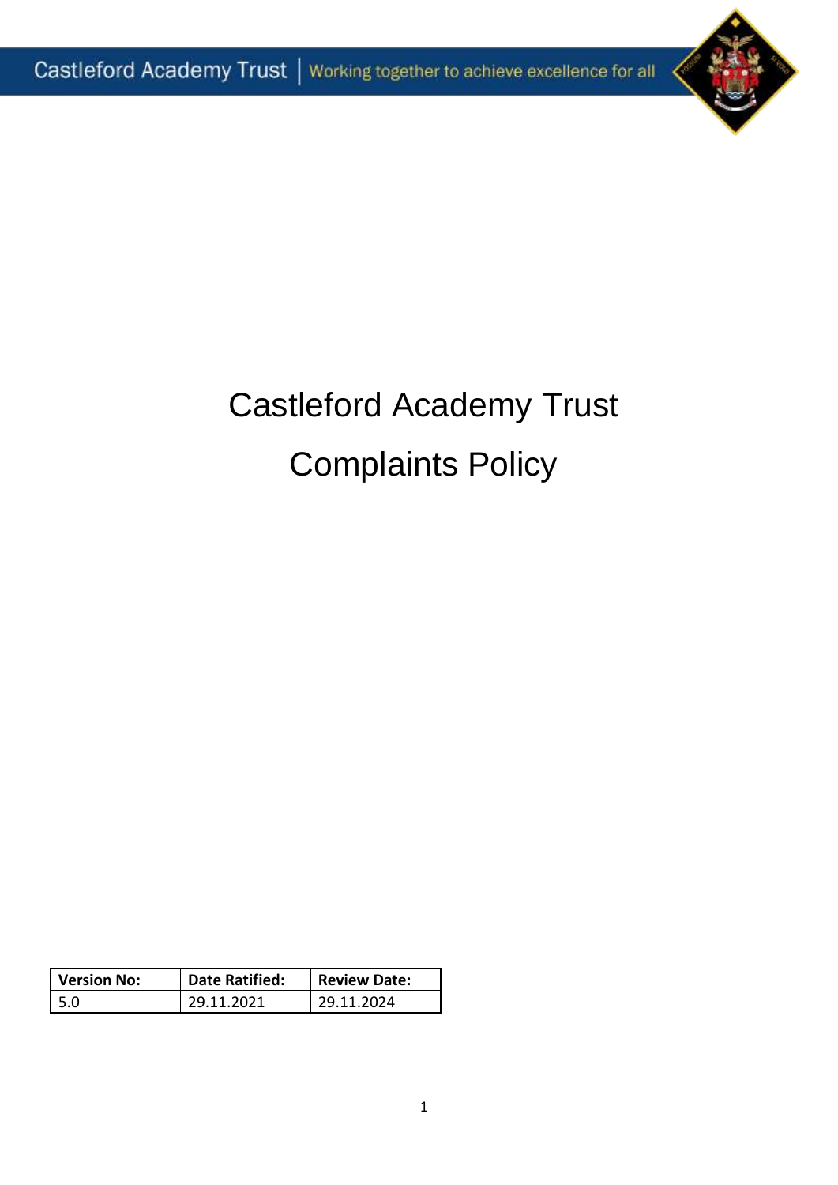# Castleford Academy Trust

# Complaints Policy

| Version No: | Date Ratified: | Review Date: |
|---|---|---|
| 5.0 | 29.11.2021 | 29.11.2024 |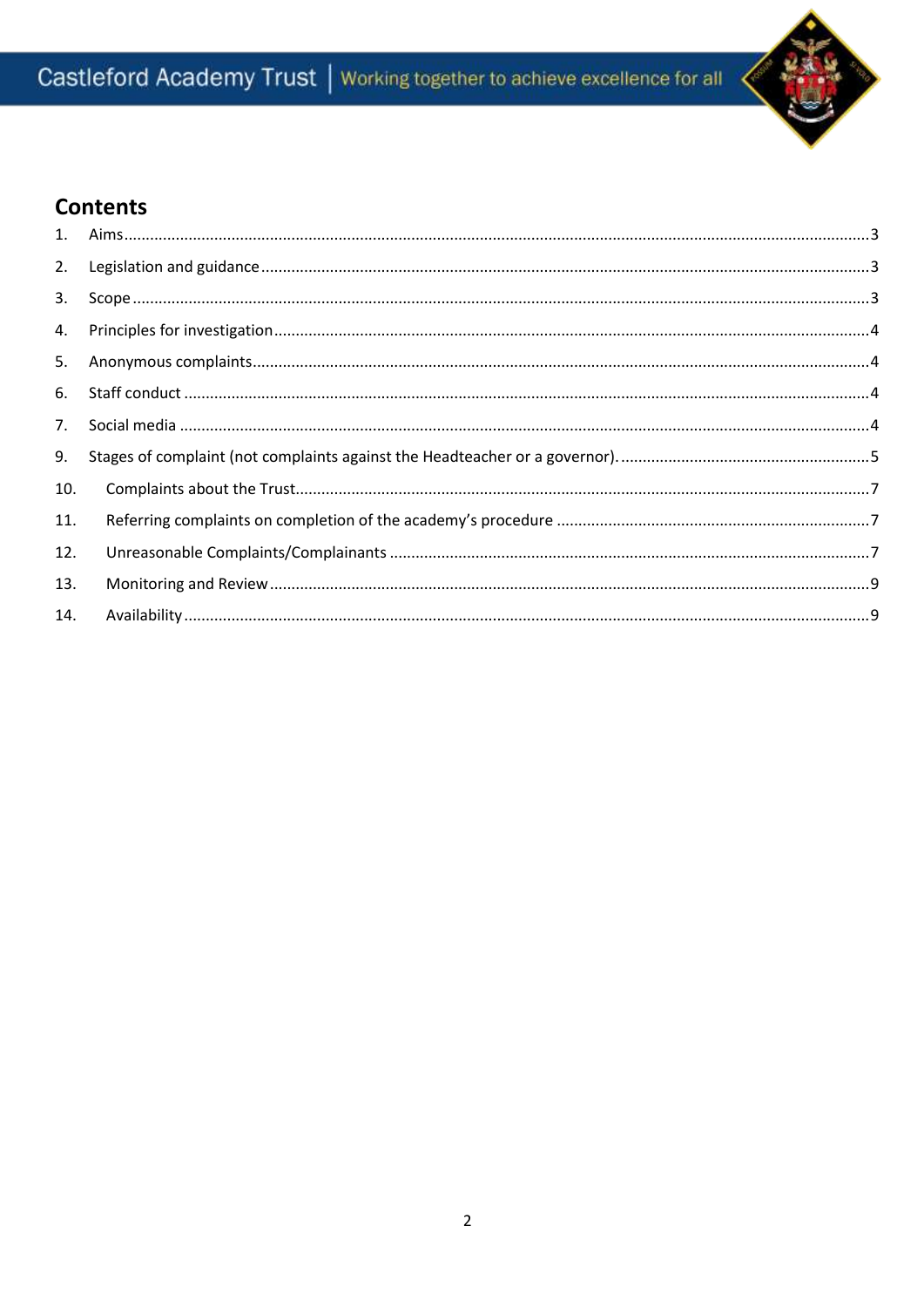## Contents

1. Aims ....................................................................................................3
2. Legislation and guidance ..................................................................3
3. Scope ...................................................................................................3
4. Principles for investigation ................................................................4
5. Anonymous complaints ......................................................................4
6. Staff conduct .......................................................................................4
7. Social media .........................................................................................4
9. Stages of complaint (not complaints against the Headteacher or a governor). ....................5
10. Complaints about the Trust ...............................................................7
11. Referring complaints on completion of the academy's procedure .................7
12. Unreasonable Complaints/Complainants ..............................................7
13. Monitoring and Review .......................................................................9
14. Availability ..........................................................................................9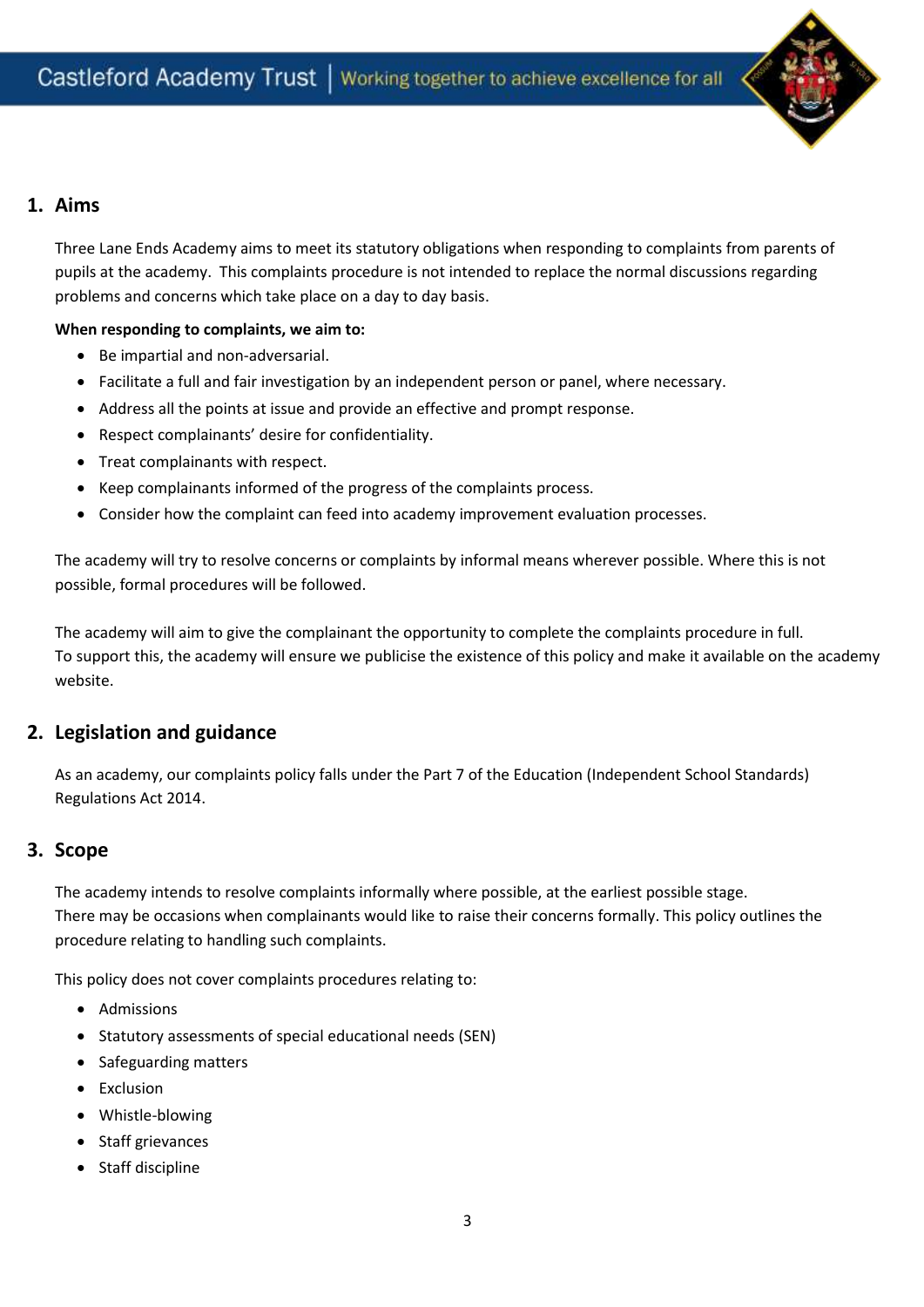## 1. Aims

Three Lane Ends Academy aims to meet its statutory obligations when responding to complaints from parents of pupils at the academy. This complaints procedure is not intended to replace the normal discussions regarding problems and concerns which take place on a day to day basis.

**When responding to complaints, we aim to:**

- Be impartial and non-adversarial.
- Facilitate a full and fair investigation by an independent person or panel, where necessary.
- Address all the points at issue and provide an effective and prompt response.
- Respect complainants' desire for confidentiality.
- Treat complainants with respect.
- Keep complainants informed of the progress of the complaints process.
- Consider how the complaint can feed into academy improvement evaluation processes.

The academy will try to resolve concerns or complaints by informal means wherever possible. Where this is not possible, formal procedures will be followed.

The academy will aim to give the complainant the opportunity to complete the complaints procedure in full. To support this, the academy will ensure we publicise the existence of this policy and make it available on the academy website.

## 2. Legislation and guidance

As an academy, our complaints policy falls under the Part 7 of the Education (Independent School Standards) Regulations Act 2014.

## 3. Scope

The academy intends to resolve complaints informally where possible, at the earliest possible stage. There may be occasions when complainants would like to raise their concerns formally. This policy outlines the procedure relating to handling such complaints.

This policy does not cover complaints procedures relating to:

- Admissions
- Statutory assessments of special educational needs (SEN)
- Safeguarding matters
- Exclusion
- Whistle-blowing
- Staff grievances
- Staff discipline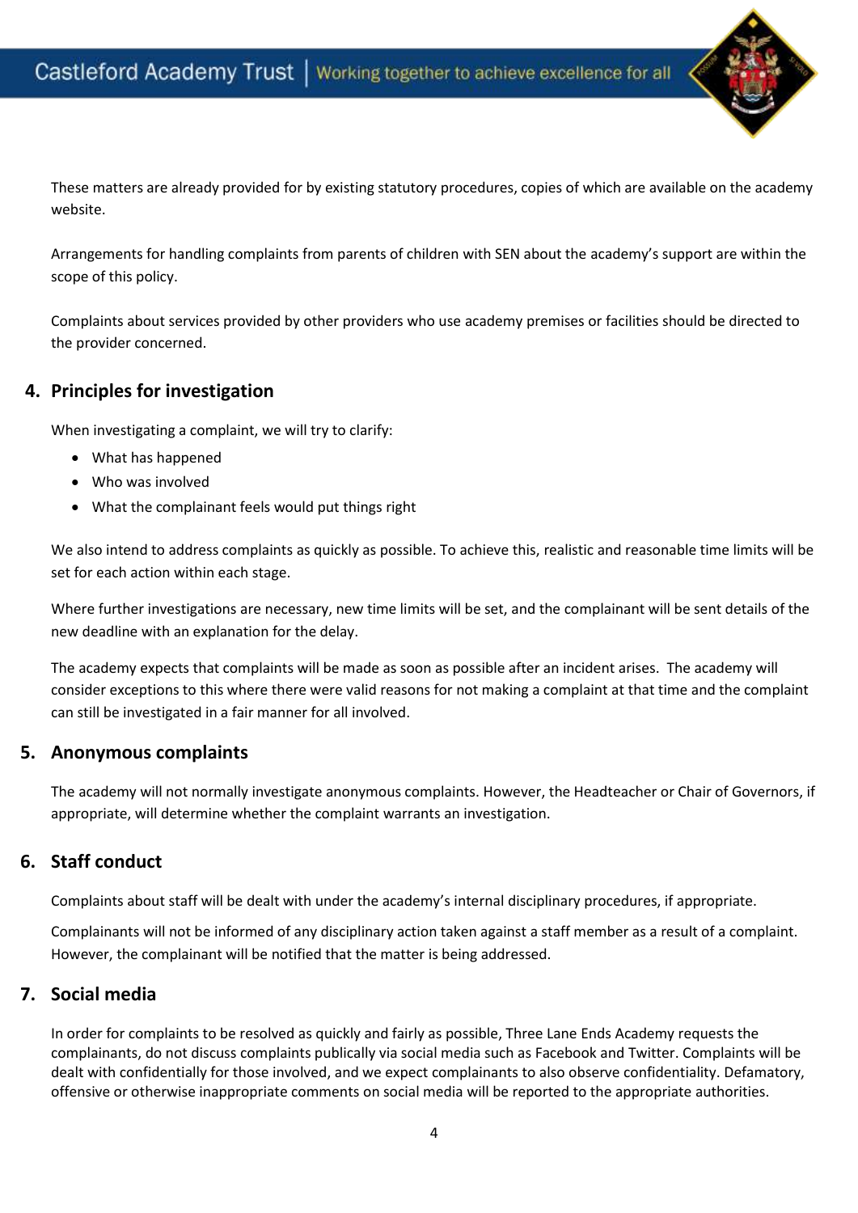These matters are already provided for by existing statutory procedures, copies of which are available on the academy website.

Arrangements for handling complaints from parents of children with SEN about the academy's support are within the scope of this policy.

Complaints about services provided by other providers who use academy premises or facilities should be directed to the provider concerned.

## 4. Principles for investigation

When investigating a complaint, we will try to clarify:

- What has happened
- Who was involved
- What the complainant feels would put things right

We also intend to address complaints as quickly as possible. To achieve this, realistic and reasonable time limits will be set for each action within each stage.

Where further investigations are necessary, new time limits will be set, and the complainant will be sent details of the new deadline with an explanation for the delay.

The academy expects that complaints will be made as soon as possible after an incident arises. The academy will consider exceptions to this where there were valid reasons for not making a complaint at that time and the complaint can still be investigated in a fair manner for all involved.

## 5. Anonymous complaints

The academy will not normally investigate anonymous complaints. However, the Headteacher or Chair of Governors, if appropriate, will determine whether the complaint warrants an investigation.

## 6. Staff conduct

Complaints about staff will be dealt with under the academy's internal disciplinary procedures, if appropriate.

Complainants will not be informed of any disciplinary action taken against a staff member as a result of a complaint. However, the complainant will be notified that the matter is being addressed.

## 7. Social media

In order for complaints to be resolved as quickly and fairly as possible, Three Lane Ends Academy requests the complainants, do not discuss complaints publically via social media such as Facebook and Twitter. Complaints will be dealt with confidentially for those involved, and we expect complainants to also observe confidentiality. Defamatory, offensive or otherwise inappropriate comments on social media will be reported to the appropriate authorities.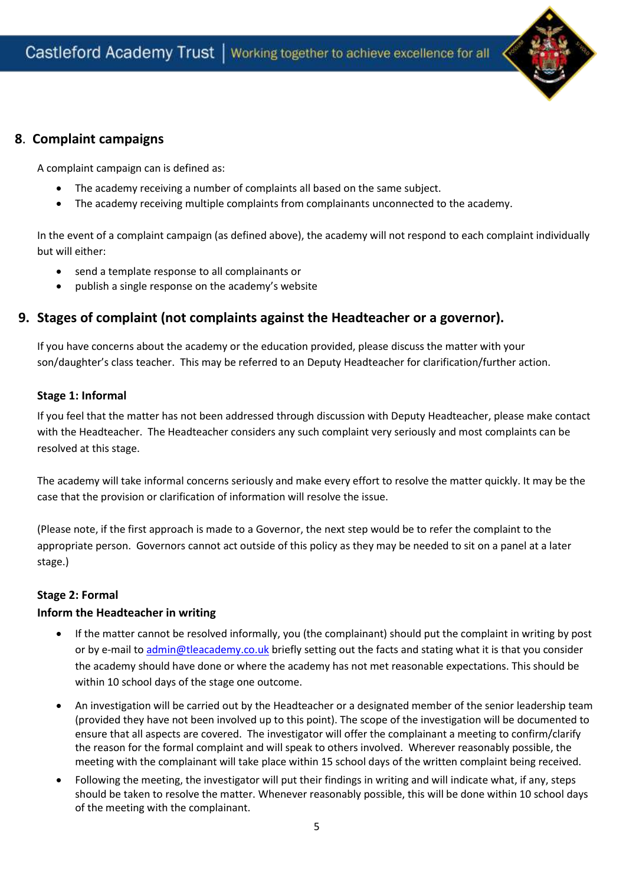## 8. Complaint campaigns

A complaint campaign can is defined as:

- The academy receiving a number of complaints all based on the same subject.
- The academy receiving multiple complaints from complainants unconnected to the academy.

In the event of a complaint campaign (as defined above), the academy will not respond to each complaint individually but will either:

- send a template response to all complainants or
- publish a single response on the academy's website

## 9. Stages of complaint (not complaints against the Headteacher or a governor).

If you have concerns about the academy or the education provided, please discuss the matter with your son/daughter's class teacher. This may be referred to an Deputy Headteacher for clarification/further action.

### Stage 1: Informal

If you feel that the matter has not been addressed through discussion with Deputy Headteacher, please make contact with the Headteacher. The Headteacher considers any such complaint very seriously and most complaints can be resolved at this stage.

The academy will take informal concerns seriously and make every effort to resolve the matter quickly. It may be the case that the provision or clarification of information will resolve the issue.

(Please note, if the first approach is made to a Governor, the next step would be to refer the complaint to the appropriate person. Governors cannot act outside of this policy as they may be needed to sit on a panel at a later stage.)

### Stage 2: Formal

**Inform the Headteacher in writing**

- If the matter cannot be resolved informally, you (the complainant) should put the complaint in writing by post or by e-mail to admin@tleacademy.co.uk briefly setting out the facts and stating what it is that you consider the academy should have done or where the academy has not met reasonable expectations. This should be within 10 school days of the stage one outcome.
- An investigation will be carried out by the Headteacher or a designated member of the senior leadership team (provided they have not been involved up to this point). The scope of the investigation will be documented to ensure that all aspects are covered. The investigator will offer the complainant a meeting to confirm/clarify the reason for the formal complaint and will speak to others involved. Wherever reasonably possible, the meeting with the complainant will take place within 15 school days of the written complaint being received.
- Following the meeting, the investigator will put their findings in writing and will indicate what, if any, steps should be taken to resolve the matter. Whenever reasonably possible, this will be done within 10 school days of the meeting with the complainant.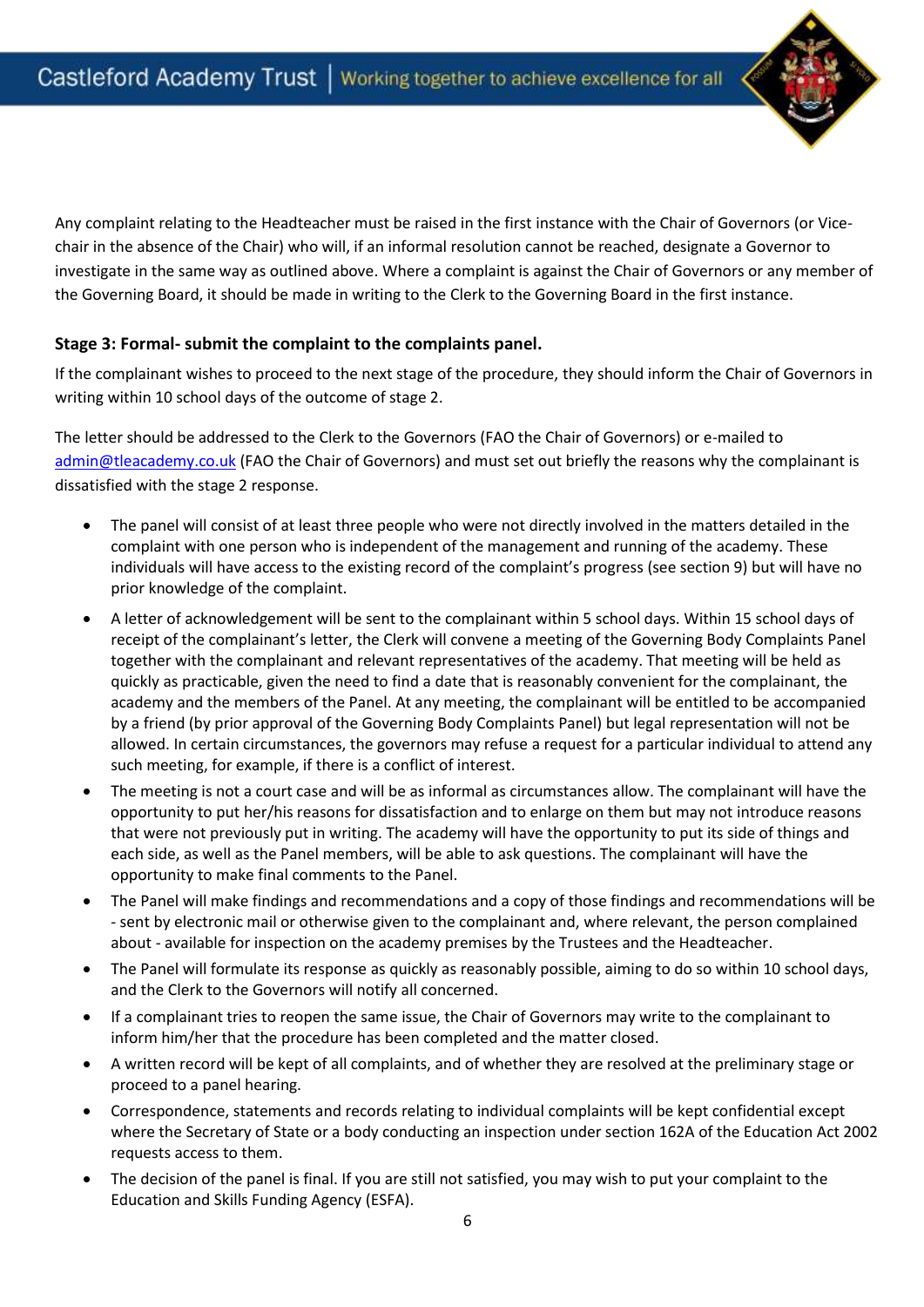Any complaint relating to the Headteacher must be raised in the first instance with the Chair of Governors (or Vice-chair in the absence of the Chair) who will, if an informal resolution cannot be reached, designate a Governor to investigate in the same way as outlined above. Where a complaint is against the Chair of Governors or any member of the Governing Board, it should be made in writing to the Clerk to the Governing Board in the first instance.

**Stage 3: Formal- submit the complaint to the complaints panel.**

If the complainant wishes to proceed to the next stage of the procedure, they should inform the Chair of Governors in writing within 10 school days of the outcome of stage 2.

The letter should be addressed to the Clerk to the Governors (FAO the Chair of Governors) or e-mailed to admin@tleacademy.co.uk (FAO the Chair of Governors) and must set out briefly the reasons why the complainant is dissatisfied with the stage 2 response.

- The panel will consist of at least three people who were not directly involved in the matters detailed in the complaint with one person who is independent of the management and running of the academy. These individuals will have access to the existing record of the complaint's progress (see section 9) but will have no prior knowledge of the complaint.
- A letter of acknowledgement will be sent to the complainant within 5 school days. Within 15 school days of receipt of the complainant's letter, the Clerk will convene a meeting of the Governing Body Complaints Panel together with the complainant and relevant representatives of the academy. That meeting will be held as quickly as practicable, given the need to find a date that is reasonably convenient for the complainant, the academy and the members of the Panel. At any meeting, the complainant will be entitled to be accompanied by a friend (by prior approval of the Governing Body Complaints Panel) but legal representation will not be allowed. In certain circumstances, the governors may refuse a request for a particular individual to attend any such meeting, for example, if there is a conflict of interest.
- The meeting is not a court case and will be as informal as circumstances allow. The complainant will have the opportunity to put her/his reasons for dissatisfaction and to enlarge on them but may not introduce reasons that were not previously put in writing. The academy will have the opportunity to put its side of things and each side, as well as the Panel members, will be able to ask questions. The complainant will have the opportunity to make final comments to the Panel.
- The Panel will make findings and recommendations and a copy of those findings and recommendations will be - sent by electronic mail or otherwise given to the complainant and, where relevant, the person complained about - available for inspection on the academy premises by the Trustees and the Headteacher.
- The Panel will formulate its response as quickly as reasonably possible, aiming to do so within 10 school days, and the Clerk to the Governors will notify all concerned.
- If a complainant tries to reopen the same issue, the Chair of Governors may write to the complainant to inform him/her that the procedure has been completed and the matter closed.
- A written record will be kept of all complaints, and of whether they are resolved at the preliminary stage or proceed to a panel hearing.
- Correspondence, statements and records relating to individual complaints will be kept confidential except where the Secretary of State or a body conducting an inspection under section 162A of the Education Act 2002 requests access to them.
- The decision of the panel is final. If you are still not satisfied, you may wish to put your complaint to the Education and Skills Funding Agency (ESFA).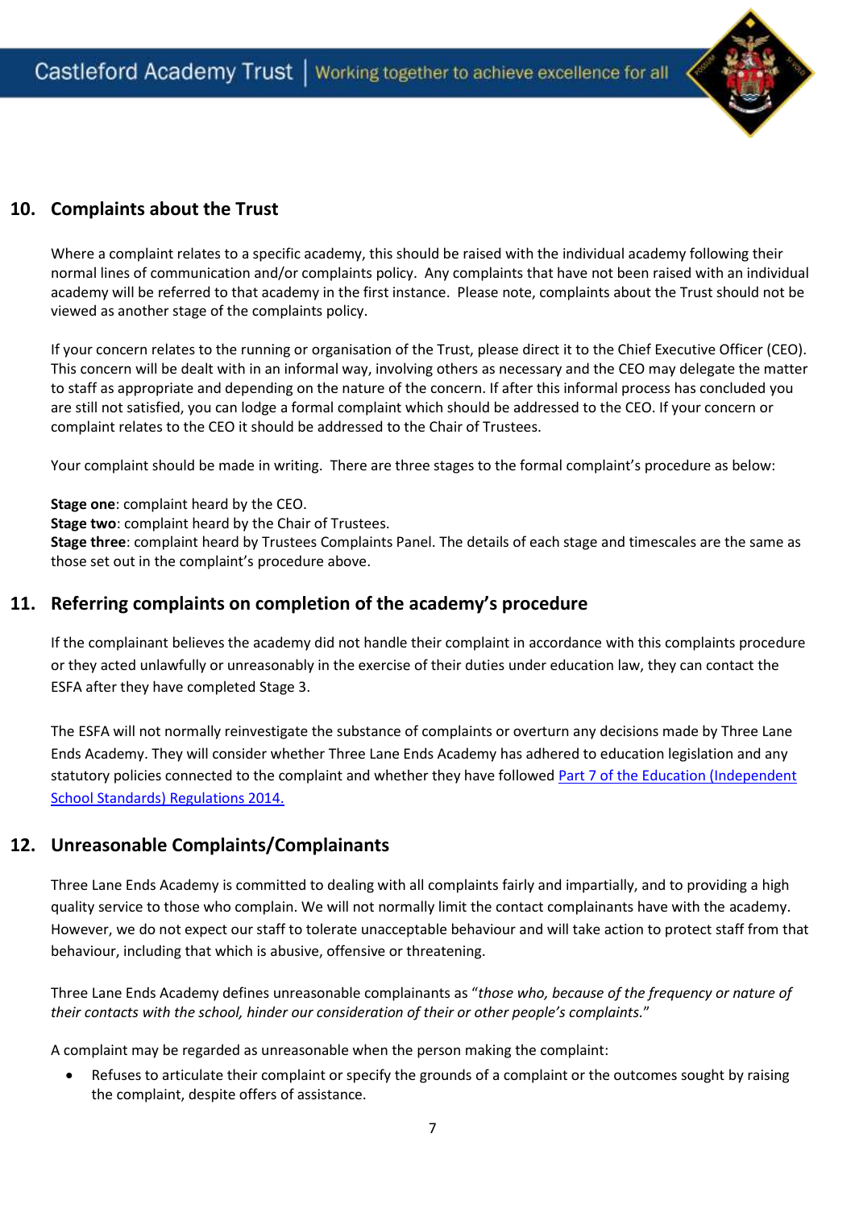## 10. Complaints about the Trust

Where a complaint relates to a specific academy, this should be raised with the individual academy following their normal lines of communication and/or complaints policy. Any complaints that have not been raised with an individual academy will be referred to that academy in the first instance. Please note, complaints about the Trust should not be viewed as another stage of the complaints policy.

If your concern relates to the running or organisation of the Trust, please direct it to the Chief Executive Officer (CEO). This concern will be dealt with in an informal way, involving others as necessary and the CEO may delegate the matter to staff as appropriate and depending on the nature of the concern. If after this informal process has concluded you are still not satisfied, you can lodge a formal complaint which should be addressed to the CEO. If your concern or complaint relates to the CEO it should be addressed to the Chair of Trustees.

Your complaint should be made in writing. There are three stages to the formal complaint's procedure as below:

**Stage one**: complaint heard by the CEO.
**Stage two**: complaint heard by the Chair of Trustees.
**Stage three**: complaint heard by Trustees Complaints Panel. The details of each stage and timescales are the same as those set out in the complaint's procedure above.

## 11. Referring complaints on completion of the academy's procedure

If the complainant believes the academy did not handle their complaint in accordance with this complaints procedure or they acted unlawfully or unreasonably in the exercise of their duties under education law, they can contact the ESFA after they have completed Stage 3.

The ESFA will not normally reinvestigate the substance of complaints or overturn any decisions made by Three Lane Ends Academy. They will consider whether Three Lane Ends Academy has adhered to education legislation and any statutory policies connected to the complaint and whether they have followed [Part 7 of the Education (Independent School Standards) Regulations 2014.]

## 12. Unreasonable Complaints/Complainants

Three Lane Ends Academy is committed to dealing with all complaints fairly and impartially, and to providing a high quality service to those who complain. We will not normally limit the contact complainants have with the academy. However, we do not expect our staff to tolerate unacceptable behaviour and will take action to protect staff from that behaviour, including that which is abusive, offensive or threatening.

Three Lane Ends Academy defines unreasonable complainants as "*those who, because of the frequency or nature of their contacts with the school, hinder our consideration of their or other people's complaints.*"

A complaint may be regarded as unreasonable when the person making the complaint:

- Refuses to articulate their complaint or specify the grounds of a complaint or the outcomes sought by raising the complaint, despite offers of assistance.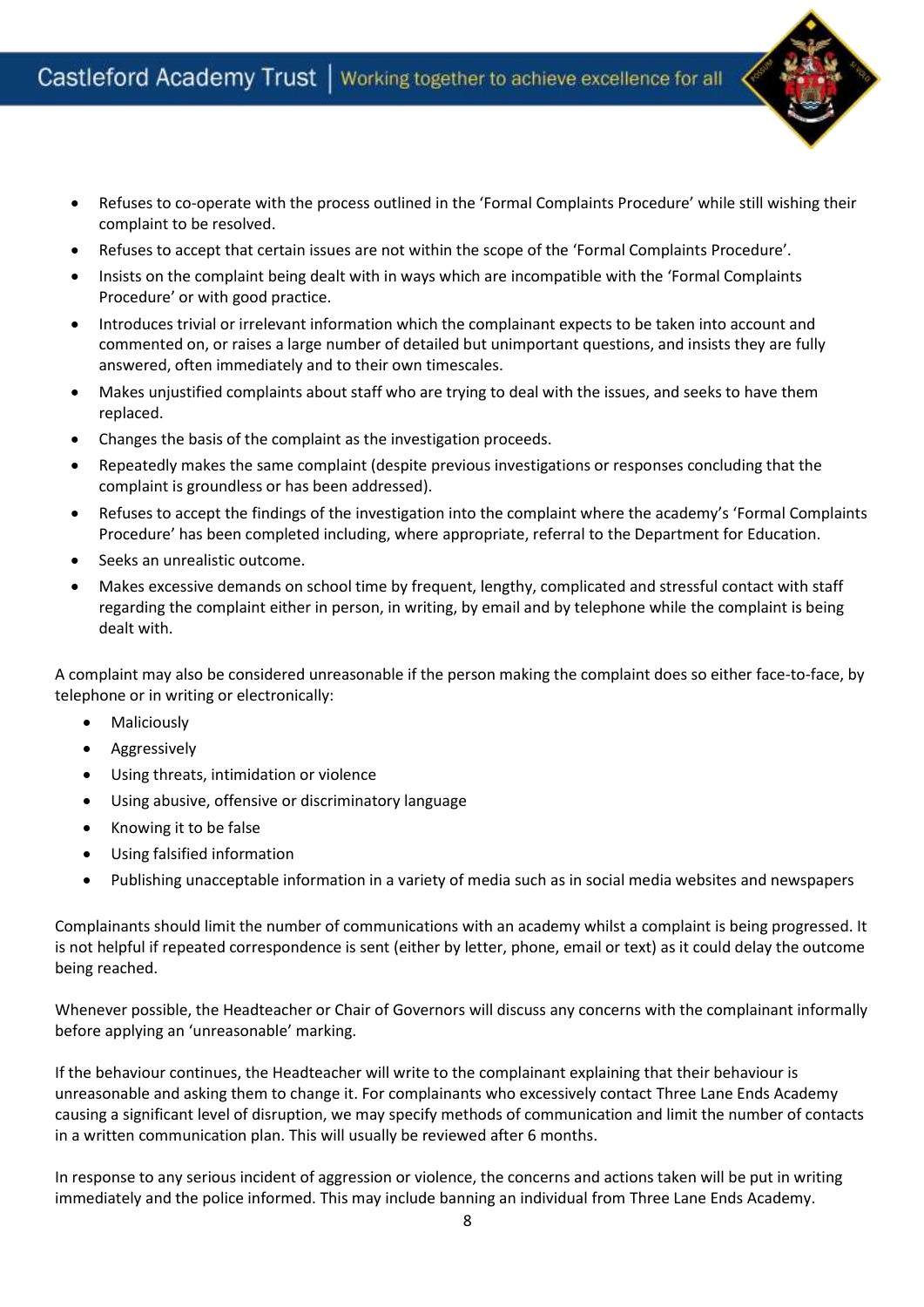- Refuses to co-operate with the process outlined in the 'Formal Complaints Procedure' while still wishing their complaint to be resolved.
- Refuses to accept that certain issues are not within the scope of the 'Formal Complaints Procedure'.
- Insists on the complaint being dealt with in ways which are incompatible with the 'Formal Complaints Procedure' or with good practice.
- Introduces trivial or irrelevant information which the complainant expects to be taken into account and commented on, or raises a large number of detailed but unimportant questions, and insists they are fully answered, often immediately and to their own timescales.
- Makes unjustified complaints about staff who are trying to deal with the issues, and seeks to have them replaced.
- Changes the basis of the complaint as the investigation proceeds.
- Repeatedly makes the same complaint (despite previous investigations or responses concluding that the complaint is groundless or has been addressed).
- Refuses to accept the findings of the investigation into the complaint where the academy's 'Formal Complaints Procedure' has been completed including, where appropriate, referral to the Department for Education.
- Seeks an unrealistic outcome.
- Makes excessive demands on school time by frequent, lengthy, complicated and stressful contact with staff regarding the complaint either in person, in writing, by email and by telephone while the complaint is being dealt with.

A complaint may also be considered unreasonable if the person making the complaint does so either face-to-face, by telephone or in writing or electronically:

- Maliciously
- Aggressively
- Using threats, intimidation or violence
- Using abusive, offensive or discriminatory language
- Knowing it to be false
- Using falsified information
- Publishing unacceptable information in a variety of media such as in social media websites and newspapers

Complainants should limit the number of communications with an academy whilst a complaint is being progressed. It is not helpful if repeated correspondence is sent (either by letter, phone, email or text) as it could delay the outcome being reached.

Whenever possible, the Headteacher or Chair of Governors will discuss any concerns with the complainant informally before applying an 'unreasonable' marking.

If the behaviour continues, the Headteacher will write to the complainant explaining that their behaviour is unreasonable and asking them to change it. For complainants who excessively contact Three Lane Ends Academy causing a significant level of disruption, we may specify methods of communication and limit the number of contacts in a written communication plan. This will usually be reviewed after 6 months.

In response to any serious incident of aggression or violence, the concerns and actions taken will be put in writing immediately and the police informed. This may include banning an individual from Three Lane Ends Academy.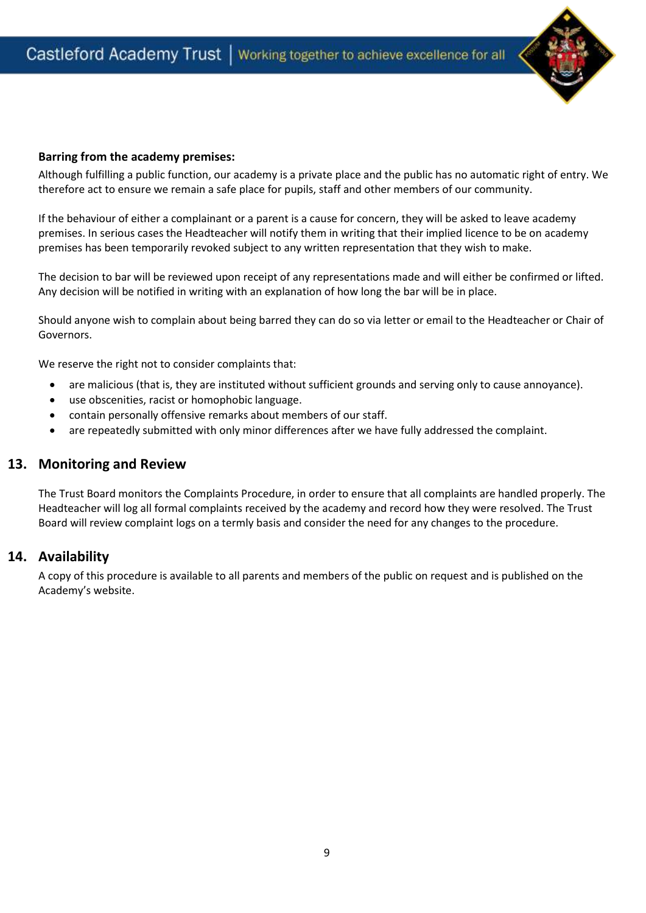**Barring from the academy premises:**

Although fulfilling a public function, our academy is a private place and the public has no automatic right of entry. We therefore act to ensure we remain a safe place for pupils, staff and other members of our community.

If the behaviour of either a complainant or a parent is a cause for concern, they will be asked to leave academy premises. In serious cases the Headteacher will notify them in writing that their implied licence to be on academy premises has been temporarily revoked subject to any written representation that they wish to make.

The decision to bar will be reviewed upon receipt of any representations made and will either be confirmed or lifted. Any decision will be notified in writing with an explanation of how long the bar will be in place.

Should anyone wish to complain about being barred they can do so via letter or email to the Headteacher or Chair of Governors.

We reserve the right not to consider complaints that:

- are malicious (that is, they are instituted without sufficient grounds and serving only to cause annoyance).
- use obscenities, racist or homophobic language.
- contain personally offensive remarks about members of our staff.
- are repeatedly submitted with only minor differences after we have fully addressed the complaint.

## 13. Monitoring and Review

The Trust Board monitors the Complaints Procedure, in order to ensure that all complaints are handled properly. The Headteacher will log all formal complaints received by the academy and record how they were resolved. The Trust Board will review complaint logs on a termly basis and consider the need for any changes to the procedure.

## 14. Availability

A copy of this procedure is available to all parents and members of the public on request and is published on the Academy's website.